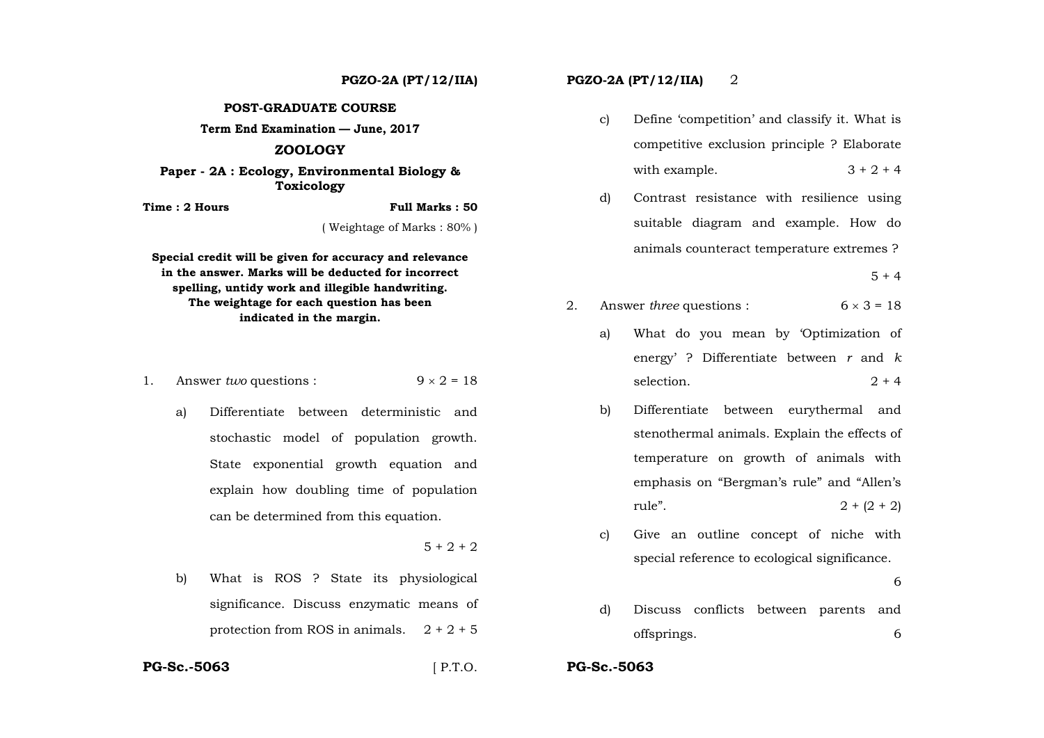**PGZO-2A (PT/12/IIA)**

# POST-GRADUATE COURSE

**Term End Examination — June, 2017**

## ZOOLOGY

**Paper - 2A : Ecology, Environmental Biology & Toxicology**

**Time : 2 Hours** **Full Marks : 50**

( Weightage of Marks : 80% )

**Special credit will be given for accuracy and relevance in the answer. Marks will be deducted for incorrect spelling, untidy work and illegible handwriting. The weightage for each question has been indicated in the margin.**

1. Answer *two* questions : $9 \times 2 = 18$

   a) Differentiate between deterministic and stochastic model of population growth. State exponential growth equation and explain how doubling time of population can be determined from this equation. 5 + 2 + 2

   b) What is ROS ? State its physiological significance. Discuss enzymatic means of protection from ROS in animals. 2 + 2 + 5

   c) Define 'competition' and classify it. What is competitive exclusion principle ? Elaborate with example. 3 + 2 + 4

   d) Contrast resistance with resilience using suitable diagram and example. How do animals counteract temperature extremes ? 5 + 4

2. Answer *three* questions : $6 \times 3 = 18$

   a) What do you mean by 'Optimization of energy' ? Differentiate between *r* and *k* selection. 2 + 4

   b) Differentiate between eurythermal and stenothermal animals. Explain the effects of temperature on growth of animals with emphasis on "Bergman's rule" and "Allen's rule". 2 + (2 + 2)

   c) Give an outline concept of niche with special reference to ecological significance. 6

   d) Discuss conflicts between parents and offsprings. 6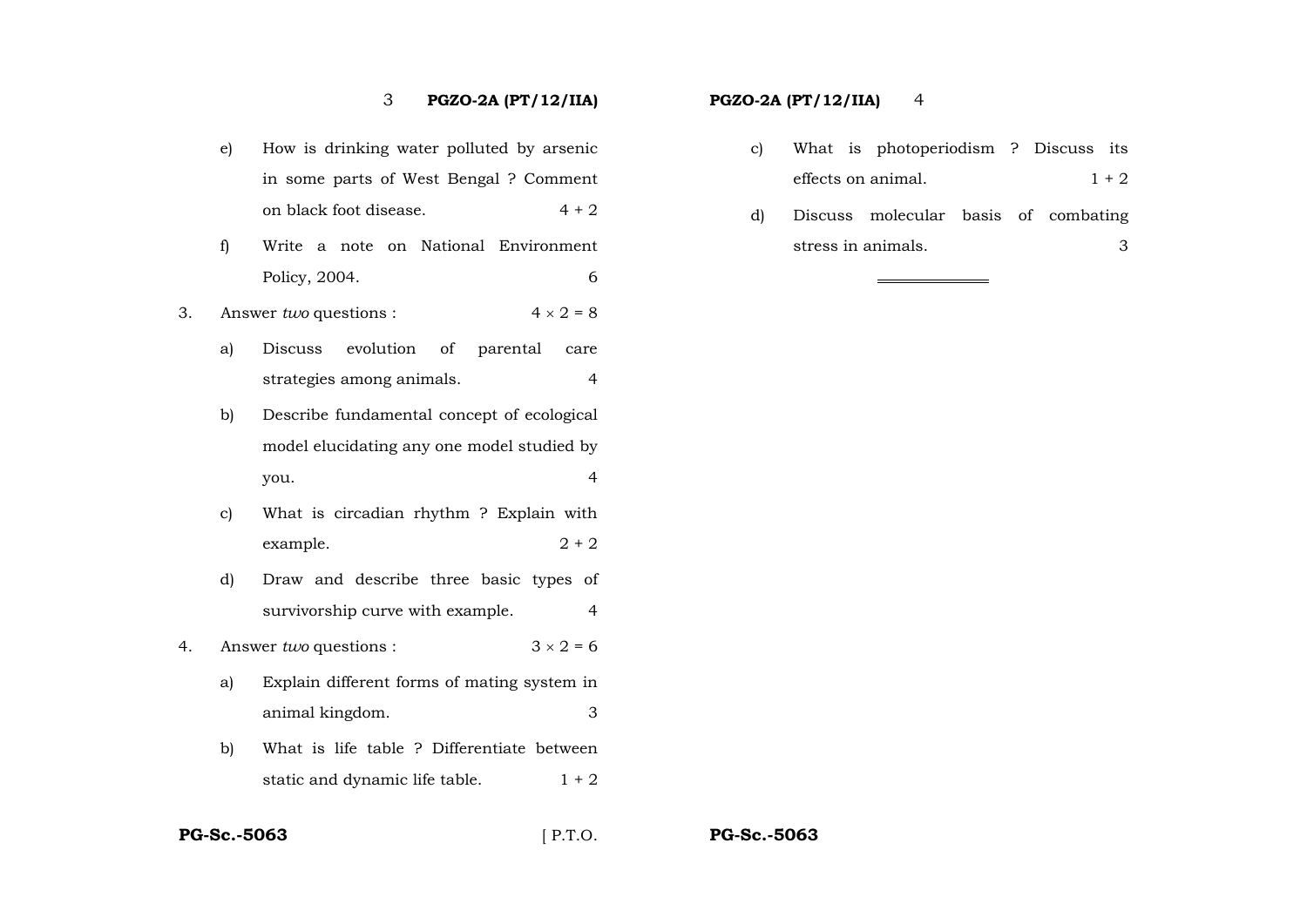e) How is drinking water polluted by arsenic in some parts of West Bengal ? Comment on black foot disease. 4 + 2

f) Write a note on National Environment Policy, 2004. 6

3. Answer *two* questions : $4 \times 2 = 8$

a) Discuss evolution of parental care strategies among animals. 4

b) Describe fundamental concept of ecological model elucidating any one model studied by you. 4

c) What is circadian rhythm ? Explain with example. 2 + 2

d) Draw and describe three basic types of survivorship curve with example. 4

4. Answer *two* questions : $3 \times 2 = 6$

a) Explain different forms of mating system in animal kingdom. 3

b) What is life table ? Differentiate between static and dynamic life table. 1 + 2

c) What is photoperiodism ? Discuss its effects on animal. 1 + 2

d) Discuss molecular basis of combating stress in animals. 3